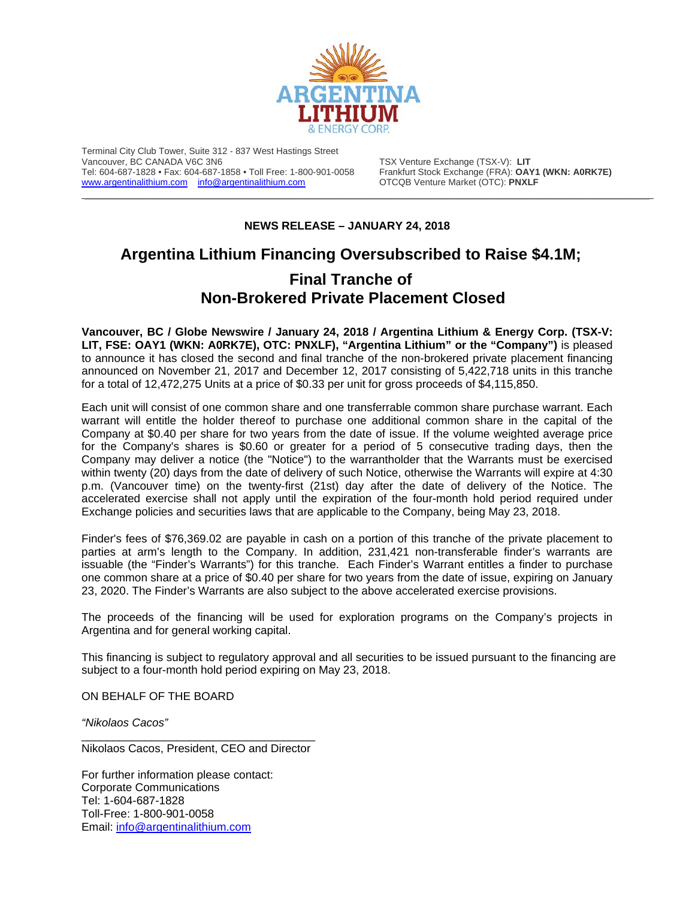Terminal City Club Tower, Suite 312 - 837 West Hastings Street
Vancouver, BC CANADA V6C 3N6
Tel: 604-687-1828 • Fax: 604-687-1858 • Toll Free: 1-800-901-0058
www.argentinalithium.com info@argentinalithium.com

TSX Venture Exchange (TSX-V): **LIT**
Frankfurt Stock Exchange (FRA): **OAY1 (WKN: A0RK7E)**
OTCQB Venture Market (OTC): **PNXLF**

---

**NEWS RELEASE – JANUARY 24, 2018**

# Argentina Lithium Financing Oversubscribed to Raise $4.1M;

## Final Tranche of Non-Brokered Private Placement Closed

**Vancouver, BC / Globe Newswire / January 24, 2018 / Argentina Lithium & Energy Corp. (TSX-V: LIT, FSE: OAY1 (WKN: A0RK7E), OTC: PNXLF), "Argentina Lithium" or the "Company")** is pleased to announce it has closed the second and final tranche of the non-brokered private placement financing announced on November 21, 2017 and December 12, 2017 consisting of 5,422,718 units in this tranche for a total of 12,472,275 Units at a price of $0.33 per unit for gross proceeds of $4,115,850.

Each unit will consist of one common share and one transferrable common share purchase warrant. Each warrant will entitle the holder thereof to purchase one additional common share in the capital of the Company at $0.40 per share for two years from the date of issue. If the volume weighted average price for the Company's shares is $0.60 or greater for a period of 5 consecutive trading days, then the Company may deliver a notice (the "Notice") to the warrantholder that the Warrants must be exercised within twenty (20) days from the date of delivery of such Notice, otherwise the Warrants will expire at 4:30 p.m. (Vancouver time) on the twenty-first (21st) day after the date of delivery of the Notice. The accelerated exercise shall not apply until the expiration of the four-month hold period required under Exchange policies and securities laws that are applicable to the Company, being May 23, 2018.

Finder's fees of $76,369.02 are payable in cash on a portion of this tranche of the private placement to parties at arm's length to the Company. In addition, 231,421 non-transferable finder's warrants are issuable (the "Finder's Warrants") for this tranche. Each Finder's Warrant entitles a finder to purchase one common share at a price of $0.40 per share for two years from the date of issue, expiring on January 23, 2020. The Finder's Warrants are also subject to the above accelerated exercise provisions.

The proceeds of the financing will be used for exploration programs on the Company's projects in Argentina and for general working capital.

This financing is subject to regulatory approval and all securities to be issued pursuant to the financing are subject to a four-month hold period expiring on May 23, 2018.

ON BEHALF OF THE BOARD

*"Nikolaos Cacos"*

______________________________________

Nikolaos Cacos, President, CEO and Director

For further information please contact:
Corporate Communications
Tel: 1-604-687-1828
Toll-Free: 1-800-901-0058
Email: info@argentinalithium.com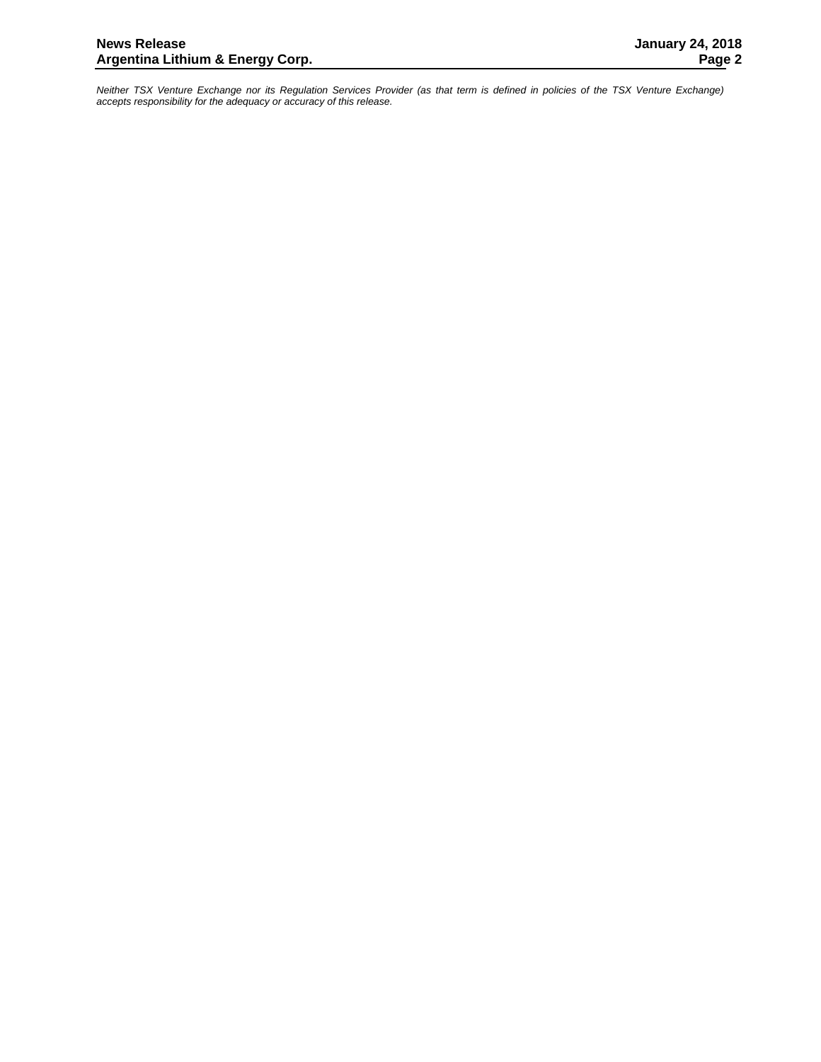*Neither TSX Venture Exchange nor its Regulation Services Provider (as that term is defined in policies of the TSX Venture Exchange) accepts responsibility for the adequacy or accuracy of this release.*